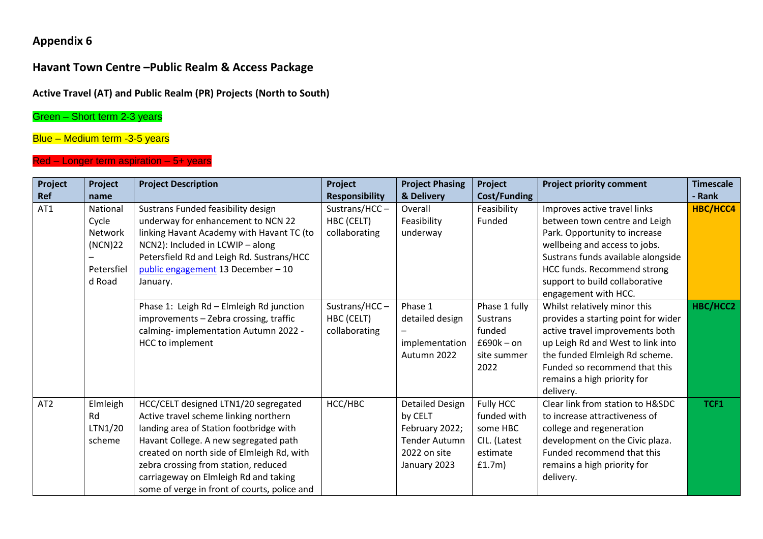**Appendix 6**

## Havant Town Centre –Public Realm & Access Package

### Active Travel (AT) and Public Realm (PR) Projects (North to South)

Green – Short term 2-3 years

Blue – Medium term -3-5 years

Red – Longer term aspiration – 5+ years

| Project Ref | Project name | Project Description | Project Responsibility | Project Phasing & Delivery | Project Cost/Funding | Project priority comment | Timescale - Rank |
|---|---|---|---|---|---|---|---|
| AT1 | National Cycle Network (NCN)22 – Petersfield Road | Sustrans Funded feasibility design underway for enhancement to NCN 22 linking Havant Academy with Havant TC (to NCN2): Included in LCWIP – along Petersfield Rd and Leigh Rd. Sustrans/HCC public engagement 13 December – 10 January. | Sustrans/HCC – HBC (CELT) collaborating | Overall Feasibility underway | Feasibility Funded | Improves active travel links between town centre and Leigh Park. Opportunity to increase wellbeing and access to jobs. Sustrans funds available alongside HCC funds. Recommend strong support to build collaborative engagement with HCC. | HBC/HCC4 |
| | | Phase 1: Leigh Rd – Elmleigh Rd junction improvements – Zebra crossing, traffic calming- implementation Autumn 2022 - HCC to implement | Sustrans/HCC – HBC (CELT) collaborating | Phase 1 detailed design – implementation Autumn 2022 | Phase 1 fully Sustrans funded £690k – on site summer 2022 | Whilst relatively minor this provides a starting point for wider active travel improvements both up Leigh Rd and West to link into the funded Elmleigh Rd scheme. Funded so recommend that this remains a high priority for delivery. | HBC/HCC2 |
| AT2 | Elmleigh Rd LTN1/20 scheme | HCC/CELT designed LTN1/20 segregated Active travel scheme linking northern landing area of Station footbridge with Havant College. A new segregated path created on north side of Elmleigh Rd, with zebra crossing from station, reduced carriageway on Elmleigh Rd and taking some of verge in front of courts, police and | HCC/HBC | Detailed Design by CELT February 2022; Tender Autumn 2022 on site January 2023 | Fully HCC funded with some HBC CIL. (Latest estimate £1.7m) | Clear link from station to H&SDC to increase attractiveness of college and regeneration development on the Civic plaza. Funded recommend that this remains a high priority for delivery. | TCF1 |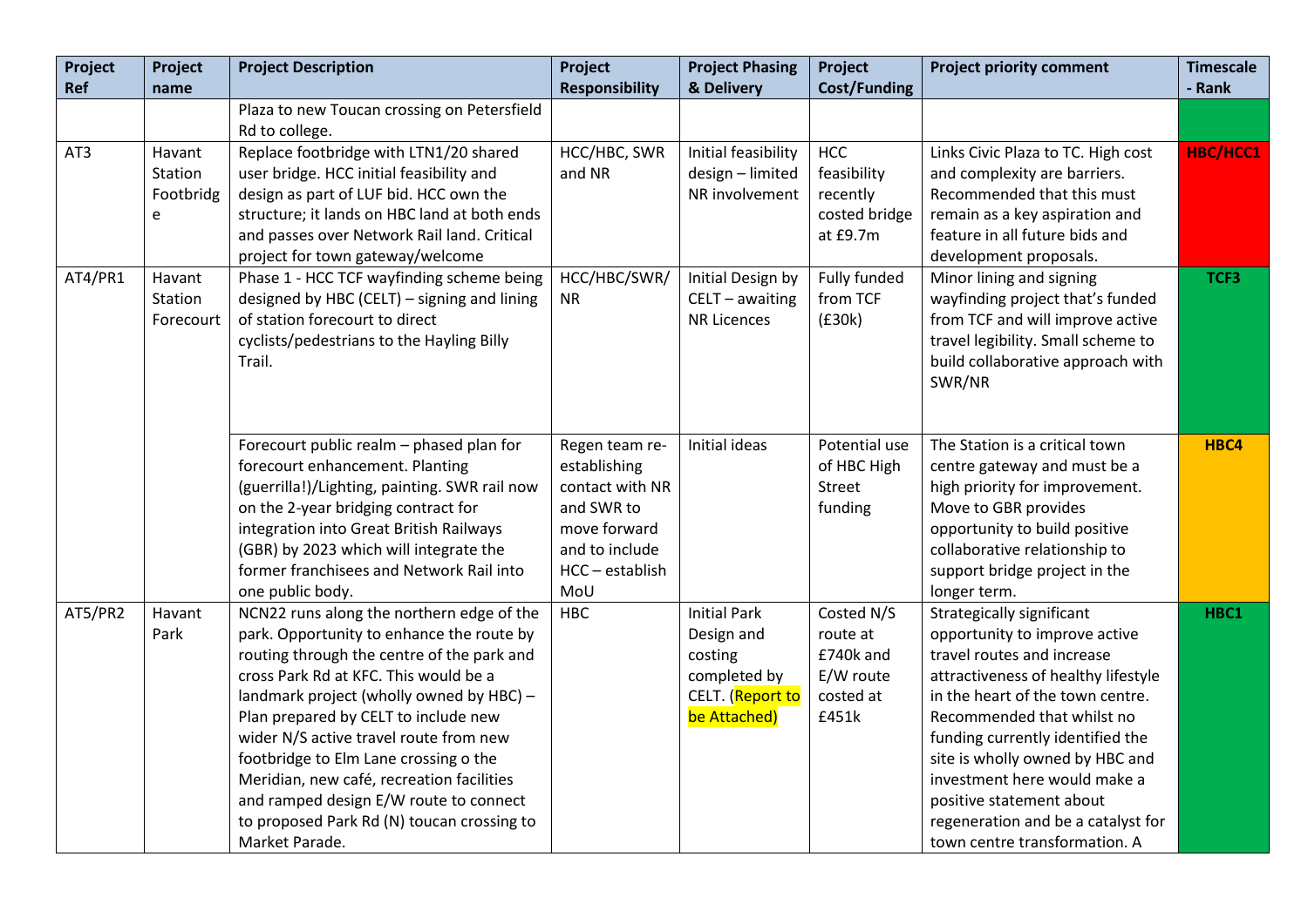| Project Ref | Project name | Project Description | Project Responsibility | Project Phasing & Delivery | Project Cost/Funding | Project priority comment | Timescale - Rank |
|---|---|---|---|---|---|---|---|
| | | Plaza to new Toucan crossing on Petersfield Rd to college. | | | | | |
| AT3 | Havant Station Footbridge | Replace footbridge with LTN1/20 shared user bridge. HCC initial feasibility and design as part of LUF bid. HCC own the structure; it lands on HBC land at both ends and passes over Network Rail land. Critical project for town gateway/welcome | HCC/HBC, SWR and NR | Initial feasibility design – limited NR involvement | HCC feasibility recently costed bridge at £9.7m | Links Civic Plaza to TC. High cost and complexity are barriers. Recommended that this must remain as a key aspiration and feature in all future bids and development proposals. | HBC/HCC1 |
| AT4/PR1 | Havant Station Forecourt | Phase 1 - HCC TCF wayfinding scheme being designed by HBC (CELT) – signing and lining of station forecourt to direct cyclists/pedestrians to the Hayling Billy Trail. | HCC/HBC/SWR/NR | Initial Design by CELT – awaiting NR Licences | Fully funded from TCF (£30k) | Minor lining and signing wayfinding project that's funded from TCF and will improve active travel legibility. Small scheme to build collaborative approach with SWR/NR | TCF3 |
| | | Forecourt public realm – phased plan for forecourt enhancement. Planting (guerrilla!)/Lighting, painting. SWR rail now on the 2-year bridging contract for integration into Great British Railways (GBR) by 2023 which will integrate the former franchisees and Network Rail into one public body. | Regen team re-establishing contact with NR and SWR to move forward and to include HCC – establish MoU | Initial ideas | Potential use of HBC High Street funding | The Station is a critical town centre gateway and must be a high priority for improvement. Move to GBR provides opportunity to build positive collaborative relationship to support bridge project in the longer term. | HBC4 |
| AT5/PR2 | Havant Park | NCN22 runs along the northern edge of the park. Opportunity to enhance the route by routing through the centre of the park and cross Park Rd at KFC. This would be a landmark project (wholly owned by HBC) – Plan prepared by CELT to include new wider N/S active travel route from new footbridge to Elm Lane crossing o the Meridian, new café, recreation facilities and ramped design E/W route to connect to proposed Park Rd (N) toucan crossing to Market Parade. | HBC | Initial Park Design and costing completed by CELT. (Report to be Attached) | Costed N/S route at £740k and E/W route costed at £451k | Strategically significant opportunity to improve active travel routes and increase attractiveness of healthy lifestyle in the heart of the town centre. Recommended that whilst no funding currently identified the site is wholly owned by HBC and investment here would make a positive statement about regeneration and be a catalyst for town centre transformation. A | HBC1 |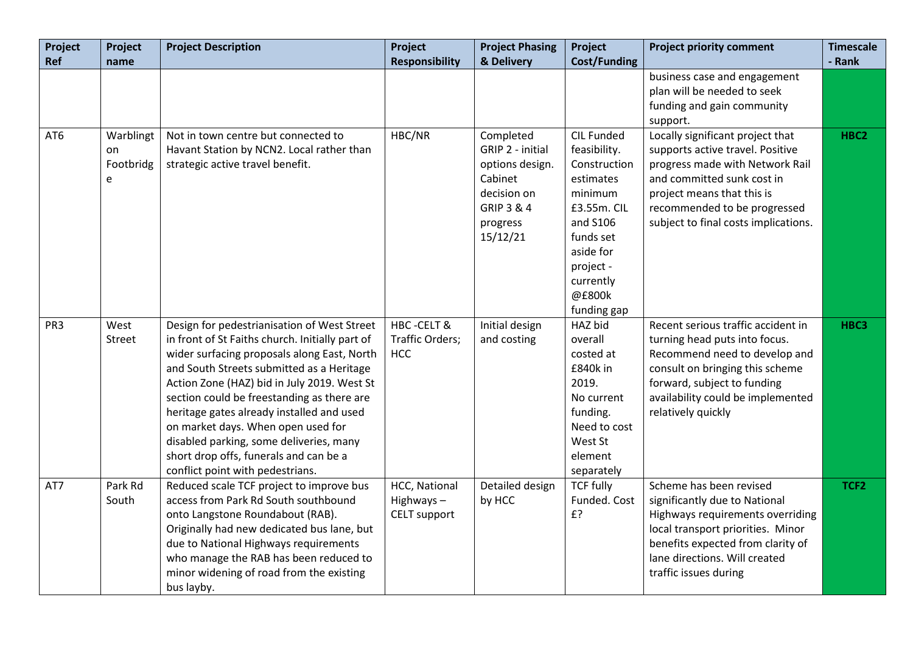| Project Ref | Project name | Project Description | Project Responsibility | Project Phasing & Delivery | Project Cost/Funding | Project priority comment | Timescale - Rank |
|---|---|---|---|---|---|---|---|
| | | | | | | business case and engagement plan will be needed to seek funding and gain community support. | |
| AT6 | Warblington Footbridge | Not in town centre but connected to Havant Station by NCN2. Local rather than strategic active travel benefit. | HBC/NR | Completed GRIP 2 - initial options design. Cabinet decision on GRIP 3 & 4 progress 15/12/21 | CIL Funded feasibility. Construction estimates minimum £3.55m. CIL and S106 funds set aside for project - currently @£800k funding gap | Locally significant project that supports active travel. Positive progress made with Network Rail and committed sunk cost in project means that this is recommended to be progressed subject to final costs implications. | **HBC2** |
| PR3 | West Street | Design for pedestrianisation of West Street in front of St Faiths church. Initially part of wider surfacing proposals along East, North and South Streets submitted as a Heritage Action Zone (HAZ) bid in July 2019. West St section could be freestanding as there are heritage gates already installed and used on market days. When open used for disabled parking, some deliveries, many short drop offs, funerals and can be a conflict point with pedestrians. | HBC -CELT & Traffic Orders; HCC | Initial design and costing | HAZ bid overall costed at £840k in 2019. No current funding. Need to cost West St element separately | Recent serious traffic accident in turning head puts into focus. Recommend need to develop and consult on bringing this scheme forward, subject to funding availability could be implemented relatively quickly | **HBC3** |
| AT7 | Park Rd South | Reduced scale TCF project to improve bus access from Park Rd South southbound onto Langstone Roundabout (RAB). Originally had new dedicated bus lane, but due to National Highways requirements who manage the RAB has been reduced to minor widening of road from the existing bus layby. | HCC, National Highways – CELT support | Detailed design by HCC | TCF fully Funded. Cost £? | Scheme has been revised significantly due to National Highways requirements overriding local transport priorities. Minor benefits expected from clarity of lane directions. Will created traffic issues during | **TCF2** |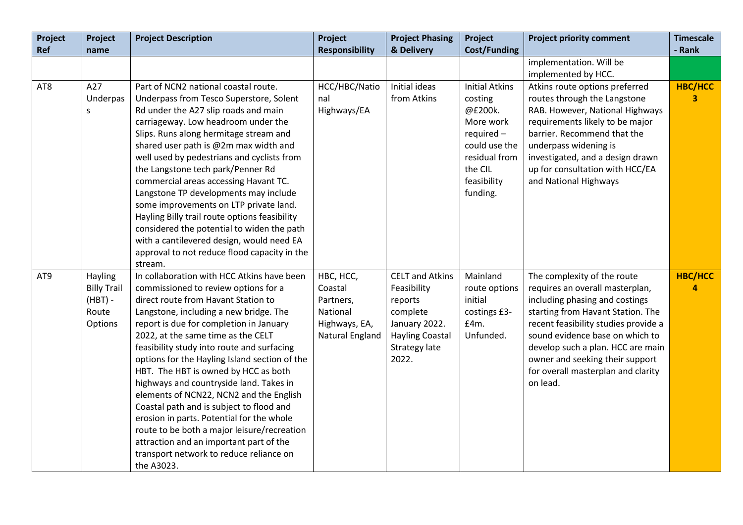| Project Ref | Project name | Project Description | Project Responsibility | Project Phasing & Delivery | Project Cost/Funding | Project priority comment | Timescale - Rank |
|---|---|---|---|---|---|---|---|
| | | | | | | implementation. Will be implemented by HCC. | |
| AT8 | A27 Underpass | Part of NCN2 national coastal route. Underpass from Tesco Superstore, Solent Rd under the A27 slip roads and main carriageway. Low headroom under the Slips. Runs along hermitage stream and shared user path is @2m max width and well used by pedestrians and cyclists from the Langstone tech park/Penner Rd commercial areas accessing Havant TC. Langstone TP developments may include some improvements on LTP private land. Hayling Billy trail route options feasibility considered the potential to widen the path with a cantilevered design, would need EA approval to not reduce flood capacity in the stream. | HCC/HBC/National Highways/EA | Initial ideas from Atkins | Initial Atkins costing @£200k. More work required – could use the residual from the CIL feasibility funding. | Atkins route options preferred routes through the Langstone RAB. However, National Highways requirements likely to be major barrier. Recommend that the underpass widening is investigated, and a design drawn up for consultation with HCC/EA and National Highways | **HBC/HCC 3** |
| AT9 | Hayling Billy Trail (HBT) - Route Options | In collaboration with HCC Atkins have been commissioned to review options for a direct route from Havant Station to Langstone, including a new bridge. The report is due for completion in January 2022, at the same time as the CELT feasibility study into route and surfacing options for the Hayling Island section of the HBT. The HBT is owned by HCC as both highways and countryside land. Takes in elements of NCN22, NCN2 and the English Coastal path and is subject to flood and erosion in parts. Potential for the whole route to be both a major leisure/recreation attraction and an important part of the transport network to reduce reliance on the A3023. | HBC, HCC, Coastal Partners, National Highways, EA, Natural England | CELT and Atkins Feasibility reports complete January 2022. Hayling Coastal Strategy late 2022. | Mainland route options initial costings £3-£4m. Unfunded. | The complexity of the route requires an overall masterplan, including phasing and costings starting from Havant Station. The recent feasibility studies provide a sound evidence base on which to develop such a plan. HCC are main owner and seeking their support for overall masterplan and clarity on lead. | **HBC/HCC 4** |